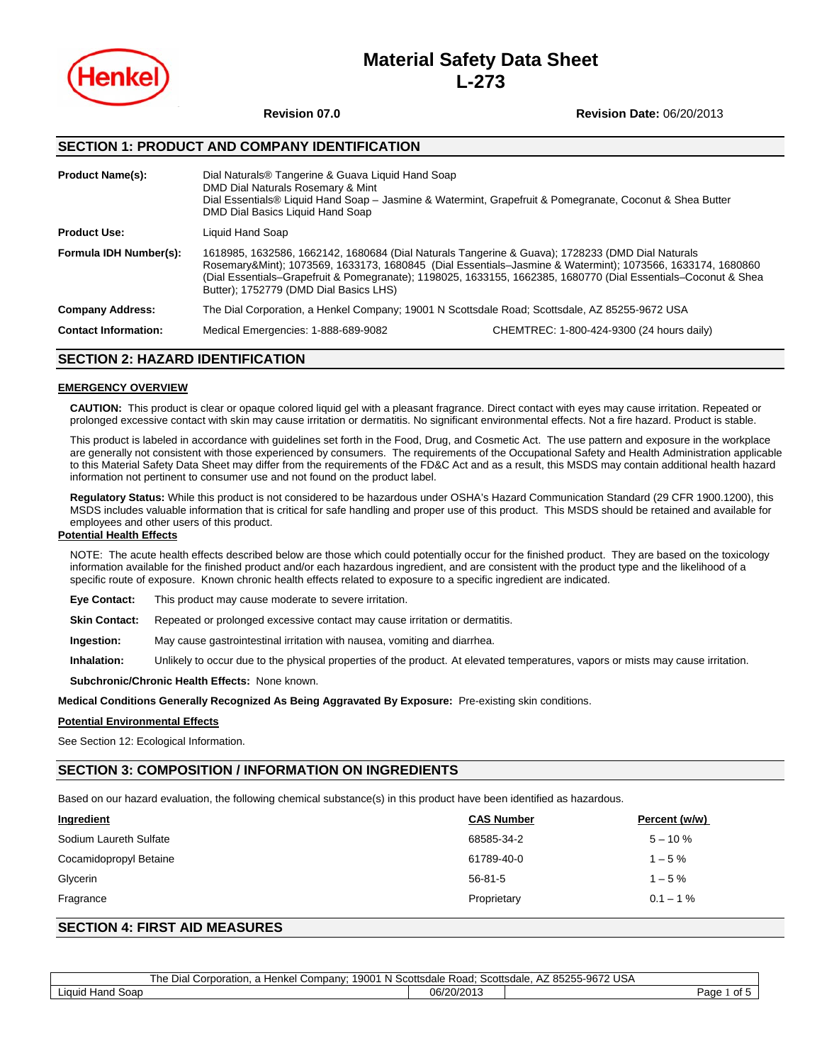# Material Safety Data Sheet
# L-273

**Revision 07.0** **Revision Date:** 06/20/2013

## SECTION 1: PRODUCT AND COMPANY IDENTIFICATION

| | |
|---|---|
| **Product Name(s):** | Dial Naturals® Tangerine & Guava Liquid Hand Soap<br>DMD Dial Naturals Rosemary & Mint<br>Dial Essentials® Liquid Hand Soap – Jasmine & Watermint, Grapefruit & Pomegranate, Coconut & Shea Butter<br>DMD Dial Basics Liquid Hand Soap |
| **Product Use:** | Liquid Hand Soap |
| **Formula IDH Number(s):** | 1618985, 1632586, 1662142, 1680684 (Dial Naturals Tangerine & Guava); 1728233 (DMD Dial Naturals Rosemary&Mint); 1073569, 1633173, 1680845 (Dial Essentials–Jasmine & Watermint); 1073566, 1633174, 1680860 (Dial Essentials–Grapefruit & Pomegranate); 1198025, 1633155, 1662385, 1680770 (Dial Essentials–Coconut & Shea Butter); 1752779 (DMD Dial Basics LHS) |
| **Company Address:** | The Dial Corporation, a Henkel Company; 19001 N Scottsdale Road; Scottsdale, AZ 85255-9672 USA |
| **Contact Information:** | Medical Emergencies: 1-888-689-9082 CHEMTREC: 1-800-424-9300 (24 hours daily) |

## SECTION 2: HAZARD IDENTIFICATION

**EMERGENCY OVERVIEW**

**CAUTION:** This product is clear or opaque colored liquid gel with a pleasant fragrance. Direct contact with eyes may cause irritation. Repeated or prolonged excessive contact with skin may cause irritation or dermatitis. No significant environmental effects. Not a fire hazard. Product is stable.

This product is labeled in accordance with guidelines set forth in the Food, Drug, and Cosmetic Act. The use pattern and exposure in the workplace are generally not consistent with those experienced by consumers. The requirements of the Occupational Safety and Health Administration applicable to this Material Safety Data Sheet may differ from the requirements of the FD&C Act and as a result, this MSDS may contain additional health hazard information not pertinent to consumer use and not found on the product label.

**Regulatory Status:** While this product is not considered to be hazardous under OSHA's Hazard Communication Standard (29 CFR 1900.1200), this MSDS includes valuable information that is critical for safe handling and proper use of this product. This MSDS should be retained and available for employees and other users of this product.

**Potential Health Effects**

NOTE: The acute health effects described below are those which could potentially occur for the finished product. They are based on the toxicology information available for the finished product and/or each hazardous ingredient, and are consistent with the product type and the likelihood of a specific route of exposure. Known chronic health effects related to exposure to a specific ingredient are indicated.

**Eye Contact:** This product may cause moderate to severe irritation.

**Skin Contact:** Repeated or prolonged excessive contact may cause irritation or dermatitis.

**Ingestion:** May cause gastrointestinal irritation with nausea, vomiting and diarrhea.

**Inhalation:** Unlikely to occur due to the physical properties of the product. At elevated temperatures, vapors or mists may cause irritation.

**Subchronic/Chronic Health Effects:** None known.

**Medical Conditions Generally Recognized As Being Aggravated By Exposure:** Pre-existing skin conditions.

**Potential Environmental Effects**

See Section 12: Ecological Information.

## SECTION 3: COMPOSITION / INFORMATION ON INGREDIENTS

Based on our hazard evaluation, the following chemical substance(s) in this product have been identified as hazardous.

| Ingredient | CAS Number | Percent (w/w) |
|---|---|---|
| Sodium Laureth Sulfate | 68585-34-2 | 5 – 10 % |
| Cocamidopropyl Betaine | 61789-40-0 | 1 – 5 % |
| Glycerin | 56-81-5 | 1 – 5 % |
| Fragrance | Proprietary | 0.1 – 1 % |

## SECTION 4: FIRST AID MEASURES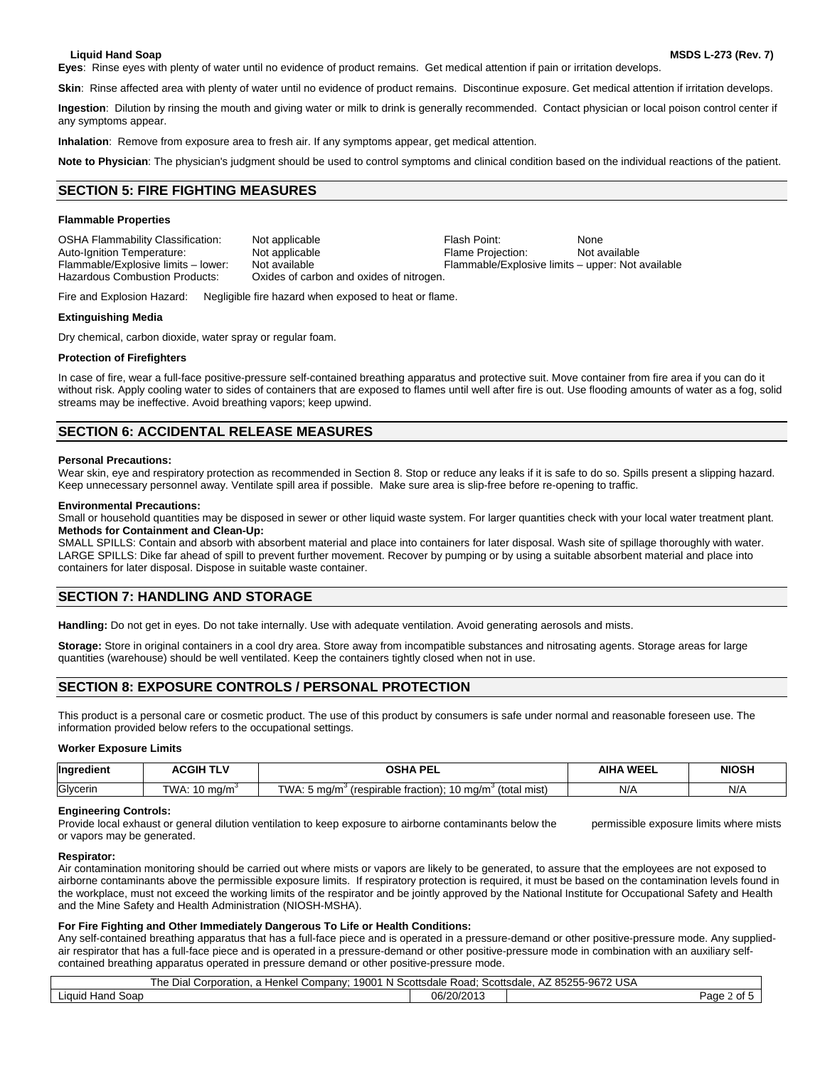**Eyes**: Rinse eyes with plenty of water until no evidence of product remains. Get medical attention if pain or irritation develops.

**Skin**: Rinse affected area with plenty of water until no evidence of product remains. Discontinue exposure. Get medical attention if irritation develops.

**Ingestion**: Dilution by rinsing the mouth and giving water or milk to drink is generally recommended. Contact physician or local poison control center if any symptoms appear.

**Inhalation**: Remove from exposure area to fresh air. If any symptoms appear, get medical attention.

**Note to Physician**: The physician's judgment should be used to control symptoms and clinical condition based on the individual reactions of the patient.

## SECTION 5: FIRE FIGHTING MEASURES

**Flammable Properties**

OSHA Flammability Classification: Not applicable
Flash Point: None
Auto-Ignition Temperature: Not applicable
Flame Projection: Not available
Flammable/Explosive limits – lower: Not available
Flammable/Explosive limits – upper: Not available
Hazardous Combustion Products: Oxides of carbon and oxides of nitrogen.

Fire and Explosion Hazard: Negligible fire hazard when exposed to heat or flame.

**Extinguishing Media**

Dry chemical, carbon dioxide, water spray or regular foam.

**Protection of Firefighters**

In case of fire, wear a full-face positive-pressure self-contained breathing apparatus and protective suit. Move container from fire area if you can do it without risk. Apply cooling water to sides of containers that are exposed to flames until well after fire is out. Use flooding amounts of water as a fog, solid streams may be ineffective. Avoid breathing vapors; keep upwind.

## SECTION 6: ACCIDENTAL RELEASE MEASURES

**Personal Precautions:**
Wear skin, eye and respiratory protection as recommended in Section 8. Stop or reduce any leaks if it is safe to do so. Spills present a slipping hazard. Keep unnecessary personnel away. Ventilate spill area if possible. Make sure area is slip-free before re-opening to traffic.

**Environmental Precautions:**
Small or household quantities may be disposed in sewer or other liquid waste system. For larger quantities check with your local water treatment plant.

**Methods for Containment and Clean-Up:**
SMALL SPILLS: Contain and absorb with absorbent material and place into containers for later disposal. Wash site of spillage thoroughly with water.
LARGE SPILLS: Dike far ahead of spill to prevent further movement. Recover by pumping or by using a suitable absorbent material and place into containers for later disposal. Dispose in suitable waste container.

## SECTION 7: HANDLING AND STORAGE

**Handling:** Do not get in eyes. Do not take internally. Use with adequate ventilation. Avoid generating aerosols and mists.

**Storage:** Store in original containers in a cool dry area. Store away from incompatible substances and nitrosating agents. Storage areas for large quantities (warehouse) should be well ventilated. Keep the containers tightly closed when not in use.

## SECTION 8: EXPOSURE CONTROLS / PERSONAL PROTECTION

This product is a personal care or cosmetic product. The use of this product by consumers is safe under normal and reasonable foreseen use. The information provided below refers to the occupational settings.

**Worker Exposure Limits**

| Ingredient | ACGIH TLV | OSHA PEL | AIHA WEEL | NIOSH |
|---|---|---|---|---|
| Glycerin | TWA: 10 $mg/m^3$ | TWA: 5 $mg/m^3$ (respirable fraction); 10 $mg/m^3$ (total mist) | N/A | N/A |

**Engineering Controls:**
Provide local exhaust or general dilution ventilation to keep exposure to airborne contaminants below the permissible exposure limits where mists or vapors may be generated.

**Respirator:**
Air contamination monitoring should be carried out where mists or vapors are likely to be generated, to assure that the employees are not exposed to airborne contaminants above the permissible exposure limits. If respiratory protection is required, it must be based on the contamination levels found in the workplace, must not exceed the working limits of the respirator and be jointly approved by the National Institute for Occupational Safety and Health and the Mine Safety and Health Administration (NIOSH-MSHA).

**For Fire Fighting and Other Immediately Dangerous To Life or Health Conditions:**
Any self-contained breathing apparatus that has a full-face piece and is operated in a pressure-demand or other positive-pressure mode. Any supplied-air respirator that has a full-face piece and is operated in a pressure-demand or other positive-pressure mode in combination with an auxiliary self-contained breathing apparatus operated in pressure demand or other positive-pressure mode.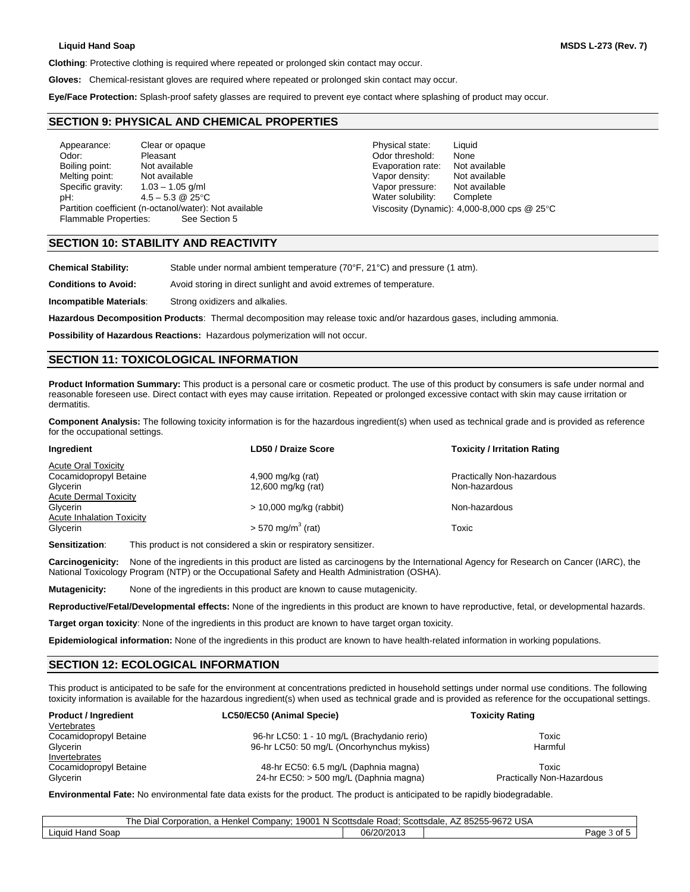**Clothing**: Protective clothing is required where repeated or prolonged skin contact may occur.

**Gloves:** Chemical-resistant gloves are required where repeated or prolonged skin contact may occur.

**Eye/Face Protection:** Splash-proof safety glasses are required to prevent eye contact where splashing of product may occur.

## SECTION 9: PHYSICAL AND CHEMICAL PROPERTIES

| | | | |
|---|---|---|---|
| Appearance: | Clear or opaque | Physical state: | Liquid |
| Odor: | Pleasant | Odor threshold: | None |
| Boiling point: | Not available | Evaporation rate: | Not available |
| Melting point: | Not available | Vapor density: | Not available |
| Specific gravity: | 1.03 – 1.05 g/ml | Vapor pressure: | Not available |
| pH: | 4.5 – 5.3 @ 25°C | Water solubility: | Complete |

Partition coefficient (n-octanol/water): Not available

Flammable Properties: See Section 5

Viscosity (Dynamic): 4,000-8,000 cps @ 25°C

## SECTION 10: STABILITY AND REACTIVITY

**Chemical Stability:** Stable under normal ambient temperature (70°F, 21°C) and pressure (1 atm).

**Conditions to Avoid:** Avoid storing in direct sunlight and avoid extremes of temperature.

**Incompatible Materials**: Strong oxidizers and alkalies.

**Hazardous Decomposition Products**: Thermal decomposition may release toxic and/or hazardous gases, including ammonia.

**Possibility of Hazardous Reactions:** Hazardous polymerization will not occur.

## SECTION 11: TOXICOLOGICAL INFORMATION

**Product Information Summary:** This product is a personal care or cosmetic product. The use of this product by consumers is safe under normal and reasonable foreseen use. Direct contact with eyes may cause irritation. Repeated or prolonged excessive contact with skin may cause irritation or dermatitis.

**Component Analysis:** The following toxicity information is for the hazardous ingredient(s) when used as technical grade and is provided as reference for the occupational settings.

| Ingredient | LD50 / Draize Score | Toxicity / Irritation Rating |
|---|---|---|
| Acute Oral Toxicity | | |
| Cocamidopropyl Betaine | 4,900 mg/kg (rat) | Practically Non-hazardous |
| Glycerin | 12,600 mg/kg (rat) | Non-hazardous |
| Acute Dermal Toxicity | | |
| Glycerin | > 10,000 mg/kg (rabbit) | Non-hazardous |
| Acute Inhalation Toxicity | | |
| Glycerin | > 570 $mg/m^3$ (rat) | Toxic |

**Sensitization**: This product is not considered a skin or respiratory sensitizer.

**Carcinogenicity:** None of the ingredients in this product are listed as carcinogens by the International Agency for Research on Cancer (IARC), the National Toxicology Program (NTP) or the Occupational Safety and Health Administration (OSHA).

**Mutagenicity:** None of the ingredients in this product are known to cause mutagenicity.

**Reproductive/Fetal/Developmental effects:** None of the ingredients in this product are known to have reproductive, fetal, or developmental hazards.

**Target organ toxicity**: None of the ingredients in this product are known to have target organ toxicity.

**Epidemiological information:** None of the ingredients in this product are known to have health-related information in working populations.

## SECTION 12: ECOLOGICAL INFORMATION

This product is anticipated to be safe for the environment at concentrations predicted in household settings under normal use conditions. The following toxicity information is available for the hazardous ingredient(s) when used as technical grade and is provided as reference for the occupational settings.

| Product / Ingredient | LC50/EC50 (Animal Specie) | Toxicity Rating |
|---|---|---|
| Vertebrates | | |
| Cocamidopropyl Betaine | 96-hr LC50: 1 - 10 mg/L (Brachydanio rerio) | Toxic |
| Glycerin | 96-hr LC50: 50 mg/L (Oncorhynchus mykiss) | Harmful |
| Invertebrates | | |
| Cocamidopropyl Betaine | 48-hr EC50: 6.5 mg/L (Daphnia magna) | Toxic |
| Glycerin | 24-hr EC50: > 500 mg/L (Daphnia magna) | Practically Non-Hazardous |

**Environmental Fate:** No environmental fate data exists for the product. The product is anticipated to be rapidly biodegradable.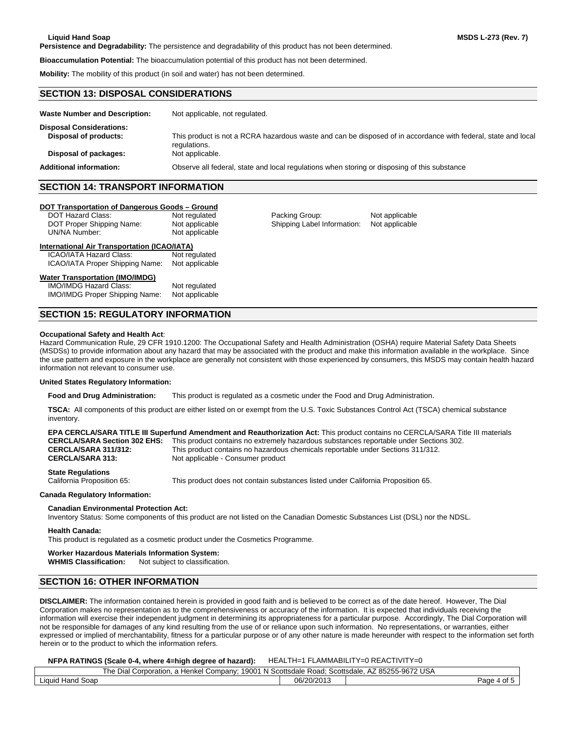**Persistence and Degradability:** The persistence and degradability of this product has not been determined.

**Bioaccumulation Potential:** The bioaccumulation potential of this product has not been determined.

**Mobility:** The mobility of this product (in soil and water) has not been determined.

## SECTION 13: DISPOSAL CONSIDERATIONS

**Waste Number and Description:** Not applicable, not regulated.

**Disposal Considerations:**

**Disposal of products:** This product is not a RCRA hazardous waste and can be disposed of in accordance with federal, state and local regulations.

**Disposal of packages:** Not applicable.

**Additional information:** Observe all federal, state and local regulations when storing or disposing of this substance

## SECTION 14: TRANSPORT INFORMATION

**DOT Transportation of Dangerous Goods – Ground**

| | | | |
|---|---|---|---|
| DOT Hazard Class: | Not regulated | Packing Group: | Not applicable |
| DOT Proper Shipping Name: | Not applicable | Shipping Label Information: | Not applicable |
| UN/NA Number: | Not applicable | | |

**International Air Transportation (ICAO/IATA)**

| | |
|---|---|
| ICAO/IATA Hazard Class: | Not regulated |
| ICAO/IATA Proper Shipping Name: | Not applicable |

**Water Transportation (IMO/IMDG)**

| | |
|---|---|
| IMO/IMDG Hazard Class: | Not regulated |
| IMO/IMDG Proper Shipping Name: | Not applicable |

## SECTION 15: REGULATORY INFORMATION

**Occupational Safety and Health Act**:
Hazard Communication Rule, 29 CFR 1910.1200: The Occupational Safety and Health Administration (OSHA) require Material Safety Data Sheets (MSDSs) to provide information about any hazard that may be associated with the product and make this information available in the workplace. Since the use pattern and exposure in the workplace are generally not consistent with those experienced by consumers, this MSDS may contain health hazard information not relevant to consumer use.

**United States Regulatory Information:**

**Food and Drug Administration:** This product is regulated as a cosmetic under the Food and Drug Administration.

**TSCA:** All components of this product are either listed on or exempt from the U.S. Toxic Substances Control Act (TSCA) chemical substance inventory.

**EPA CERCLA/SARA TITLE III Superfund Amendment and Reauthorization Act:** This product contains no CERCLA/SARA Title III materials

**CERCLA/SARA Section 302 EHS:** This product contains no extremely hazardous substances reportable under Sections 302.

**CERCLA/SARA 311/312:** This product contains no hazardous chemicals reportable under Sections 311/312.

**CERCLA/SARA 313:** Not applicable - Consumer product

**State Regulations**

California Proposition 65: This product does not contain substances listed under California Proposition 65.

**Canada Regulatory Information:**

**Canadian Environmental Protection Act:**
Inventory Status: Some components of this product are not listed on the Canadian Domestic Substances List (DSL) nor the NDSL.

**Health Canada:**
This product is regulated as a cosmetic product under the Cosmetics Programme.

**Worker Hazardous Materials Information System:**
**WHMIS Classification:** Not subject to classification.

## SECTION 16: OTHER INFORMATION

**DISCLAIMER:** The information contained herein is provided in good faith and is believed to be correct as of the date hereof. However, The Dial Corporation makes no representation as to the comprehensiveness or accuracy of the information. It is expected that individuals receiving the information will exercise their independent judgment in determining its appropriateness for a particular purpose. Accordingly, The Dial Corporation will not be responsible for damages of any kind resulting from the use of or reliance upon such information. No representations, or warranties, either expressed or implied of merchantability, fitness for a particular purpose or of any other nature is made hereunder with respect to the information set forth herein or to the product to which the information refers.

**NFPA RATINGS (Scale 0-4, where 4=high degree of hazard):** HEALTH=1 FLAMMABILITY=0 REACTIVITY=0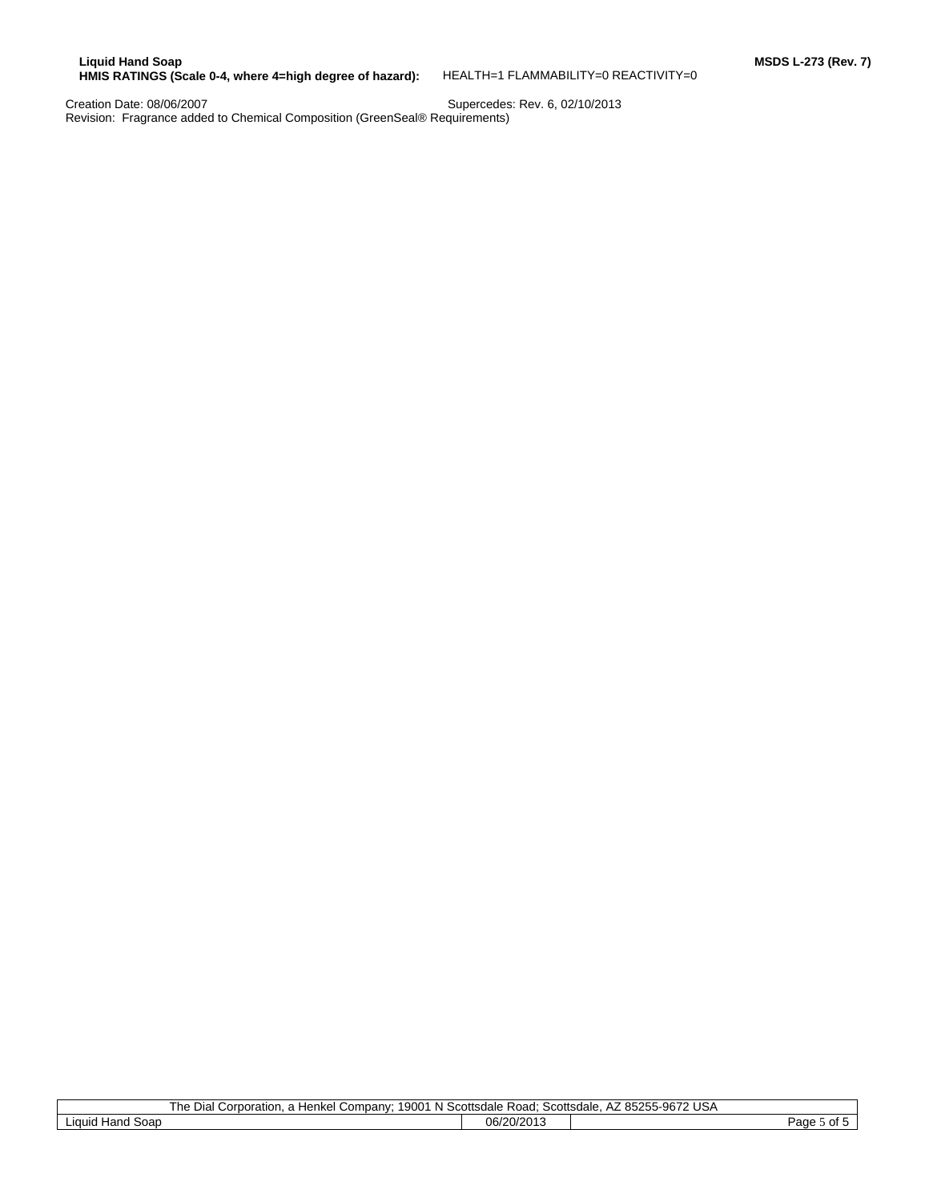**Liquid Hand Soap**
**HMIS RATINGS (Scale 0-4, where 4=high degree of hazard):** HEALTH=1 FLAMMABILITY=0 REACTIVITY=0

**MSDS L-273 (Rev. 7)**

Creation Date: 08/06/2007
Supercedes: Rev. 6, 02/10/2013
Revision: Fragrance added to Chemical Composition (GreenSeal® Requirements)